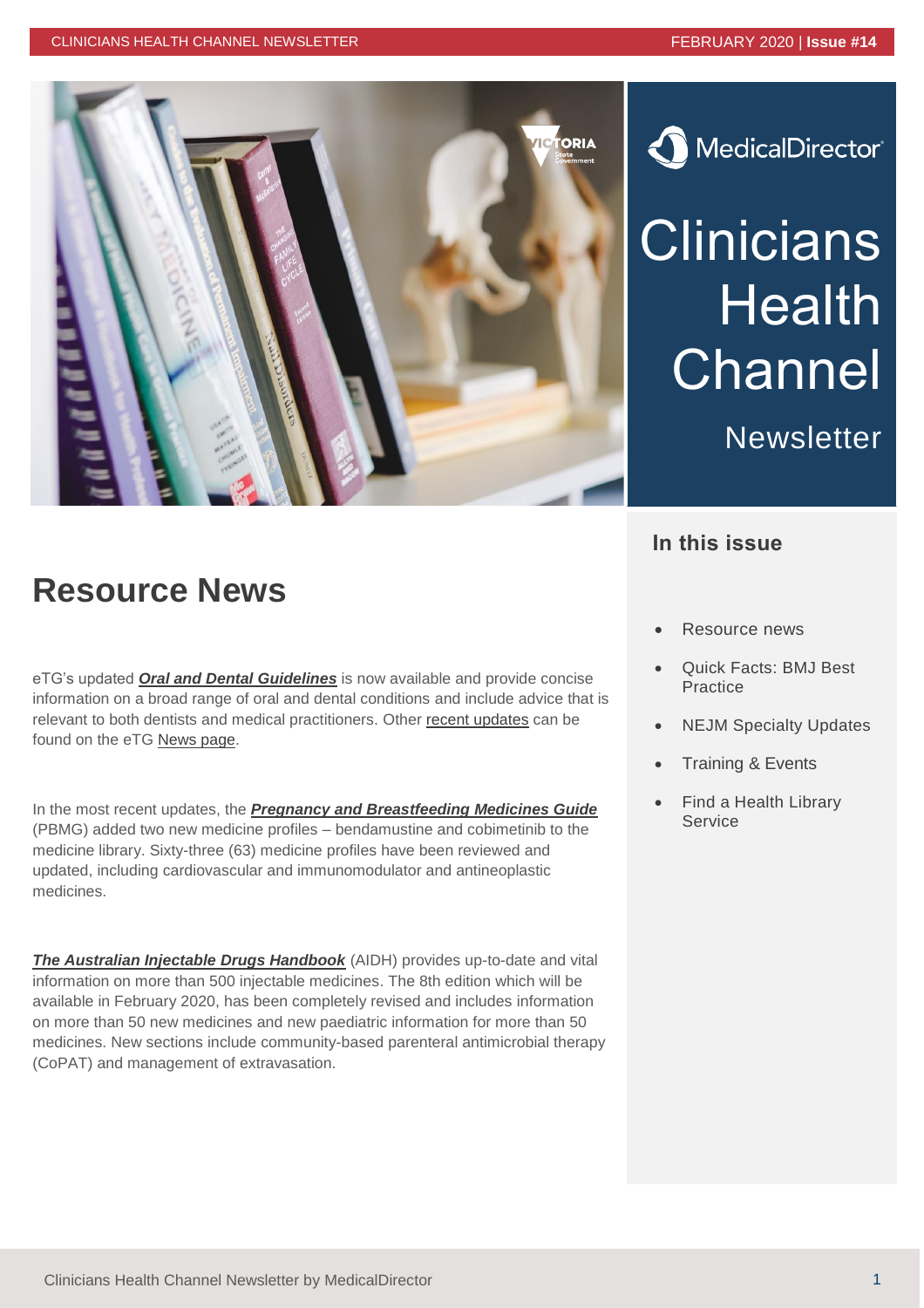# Clinicians Health Channel Newsletter

## In this issue

- Resource news
- Quick Facts: BMJ Best Practice
- NEJM Specialty Updates
- Training & Events
- Find a Health Library Service

## Resource News

eTG's updated ***Oral and Dental Guidelines*** is now available and provide concise information on a broad range of oral and dental conditions and include advice that is relevant to both dentists and medical practitioners. Other recent updates can be found on the eTG News page.

In the most recent updates, the ***Pregnancy and Breastfeeding Medicines Guide*** (PBMG) added two new medicine profiles – bendamustine and cobimetinib to the medicine library. Sixty-three (63) medicine profiles have been reviewed and updated, including cardiovascular and immunomodulator and antineoplastic medicines.

***The Australian Injectable Drugs Handbook*** (AIDH) provides up-to-date and vital information on more than 500 injectable medicines. The 8th edition which will be available in February 2020, has been completely revised and includes information on more than 50 new medicines and new paediatric information for more than 50 medicines. New sections include community-based parenteral antimicrobial therapy (CoPAT) and management of extravasation.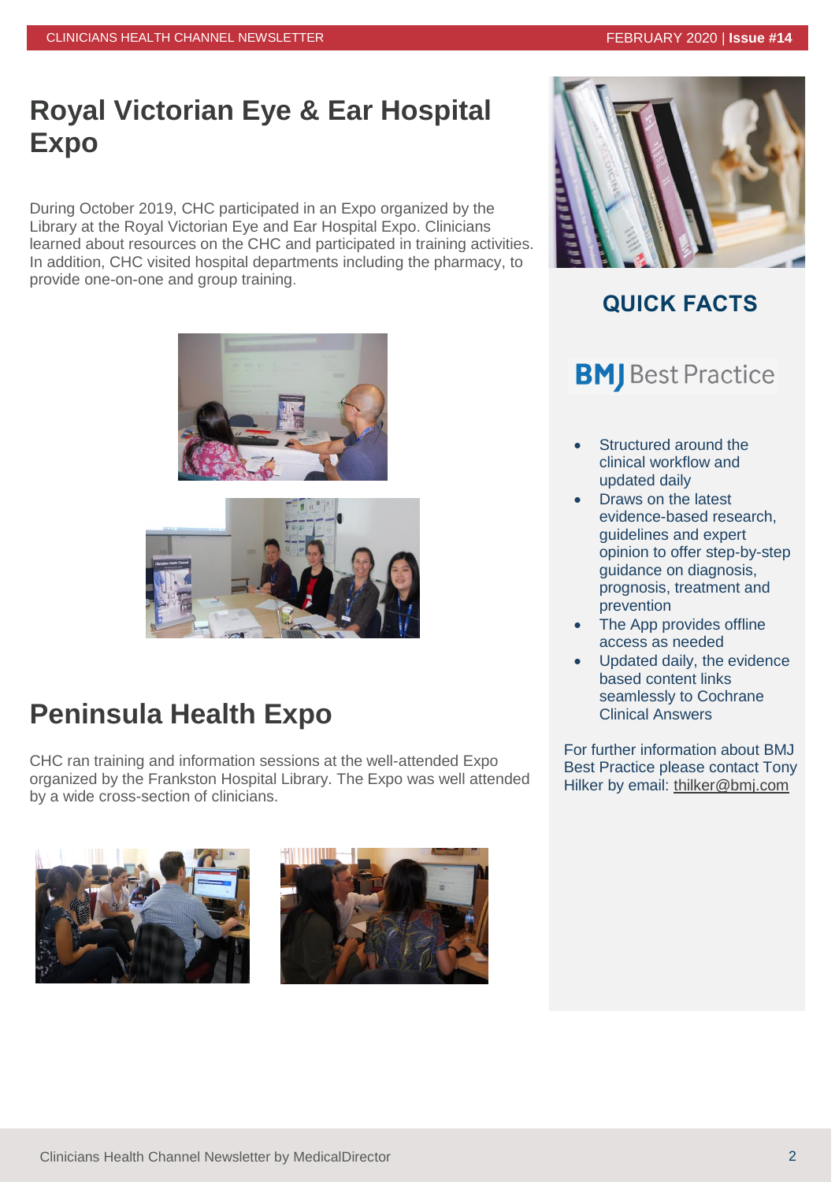# Royal Victorian Eye & Ear Hospital Expo

During October 2019, CHC participated in an Expo organized by the Library at the Royal Victorian Eye and Ear Hospital Expo. Clinicians learned about resources on the CHC and participated in training activities. In addition, CHC visited hospital departments including the pharmacy, to provide one-on-one and group training.

# Peninsula Health Expo

CHC ran training and information sessions at the well-attended Expo organized by the Frankston Hospital Library. The Expo was well attended by a wide cross-section of clinicians.

## QUICK FACTS

**BMJ Best Practice**

- Structured around the clinical workflow and updated daily
- Draws on the latest evidence-based research, guidelines and expert opinion to offer step-by-step guidance on diagnosis, prognosis, treatment and prevention
- The App provides offline access as needed
- Updated daily, the evidence based content links seamlessly to Cochrane Clinical Answers

For further information about BMJ Best Practice please contact Tony Hilker by email: thilker@bmj.com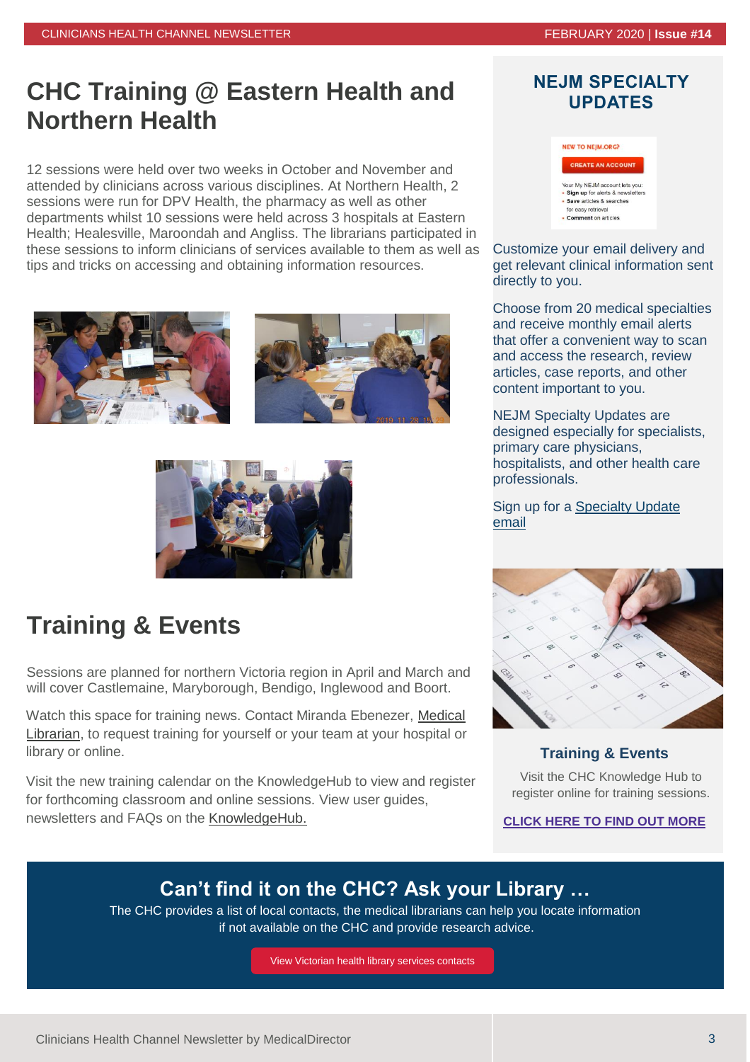# CHC Training @ Eastern Health and Northern Health

12 sessions were held over two weeks in October and November and attended by clinicians across various disciplines. At Northern Health, 2 sessions were run for DPV Health, the pharmacy as well as other departments whilst 10 sessions were held across 3 hospitals at Eastern Health; Healesville, Maroondah and Angliss. The librarians participated in these sessions to inform clinicians of services available to them as well as tips and tricks on accessing and obtaining information resources.

# Training & Events

Sessions are planned for northern Victoria region in April and March and will cover Castlemaine, Maryborough, Bendigo, Inglewood and Boort.

Watch this space for training news. Contact Miranda Ebenezer, Medical Librarian, to request training for yourself or your team at your hospital or library or online.

Visit the new training calendar on the KnowledgeHub to view and register for forthcoming classroom and online sessions. View user guides, newsletters and FAQs on the KnowledgeHub.

## NEJM SPECIALTY UPDATES

Customize your email delivery and get relevant clinical information sent directly to you.

Choose from 20 medical specialties and receive monthly email alerts that offer a convenient way to scan and access the research, review articles, case reports, and other content important to you.

NEJM Specialty Updates are designed especially for specialists, primary care physicians, hospitalists, and other health care professionals.

Sign up for a Specialty Update email

### Training & Events

Visit the CHC Knowledge Hub to register online for training sessions.

**CLICK HERE TO FIND OUT MORE**

## Can't find it on the CHC? Ask your Library …

The CHC provides a list of local contacts, the medical librarians can help you locate information if not available on the CHC and provide research advice.

View Victorian health library services contacts